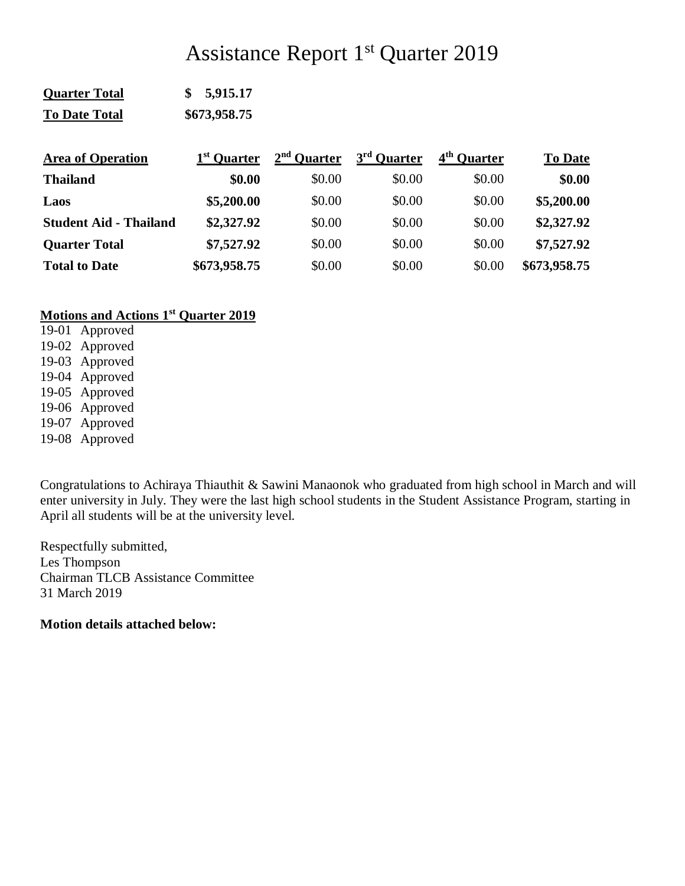# Assistance Report 1st Quarter 2019

**Quarter Total** **$ 5,915.17**

**To Date Total** **$673,958.75**

| **Area of Operation** | **1st Quarter** | **2nd Quarter** | **3rd Quarter** | **4th Quarter** | **To Date** |
|---|---|---|---|---|---|
| **Thailand** | **$0.00** | $0.00 | $0.00 | $0.00 | **$0.00** |
| **Laos** | **$5,200.00** | $0.00 | $0.00 | $0.00 | **$5,200.00** |
| **Student Aid - Thailand** | **$2,327.92** | $0.00 | $0.00 | $0.00 | **$2,327.92** |
| **Quarter Total** | **$7,527.92** | $0.00 | $0.00 | $0.00 | **$7,527.92** |
| **Total to Date** | **$673,958.75** | $0.00 | $0.00 | $0.00 | **$673,958.75** |

**Motions and Actions 1st Quarter 2019**

19-01 Approved
19-02 Approved
19-03 Approved
19-04 Approved
19-05 Approved
19-06 Approved
19-07 Approved
19-08 Approved

Congratulations to Achiraya Thiauthit & Sawini Manaonok who graduated from high school in March and will enter university in July. They were the last high school students in the Student Assistance Program, starting in April all students will be at the university level.

Respectfully submitted,
Les Thompson
Chairman TLCB Assistance Committee
31 March 2019

**Motion details attached below:**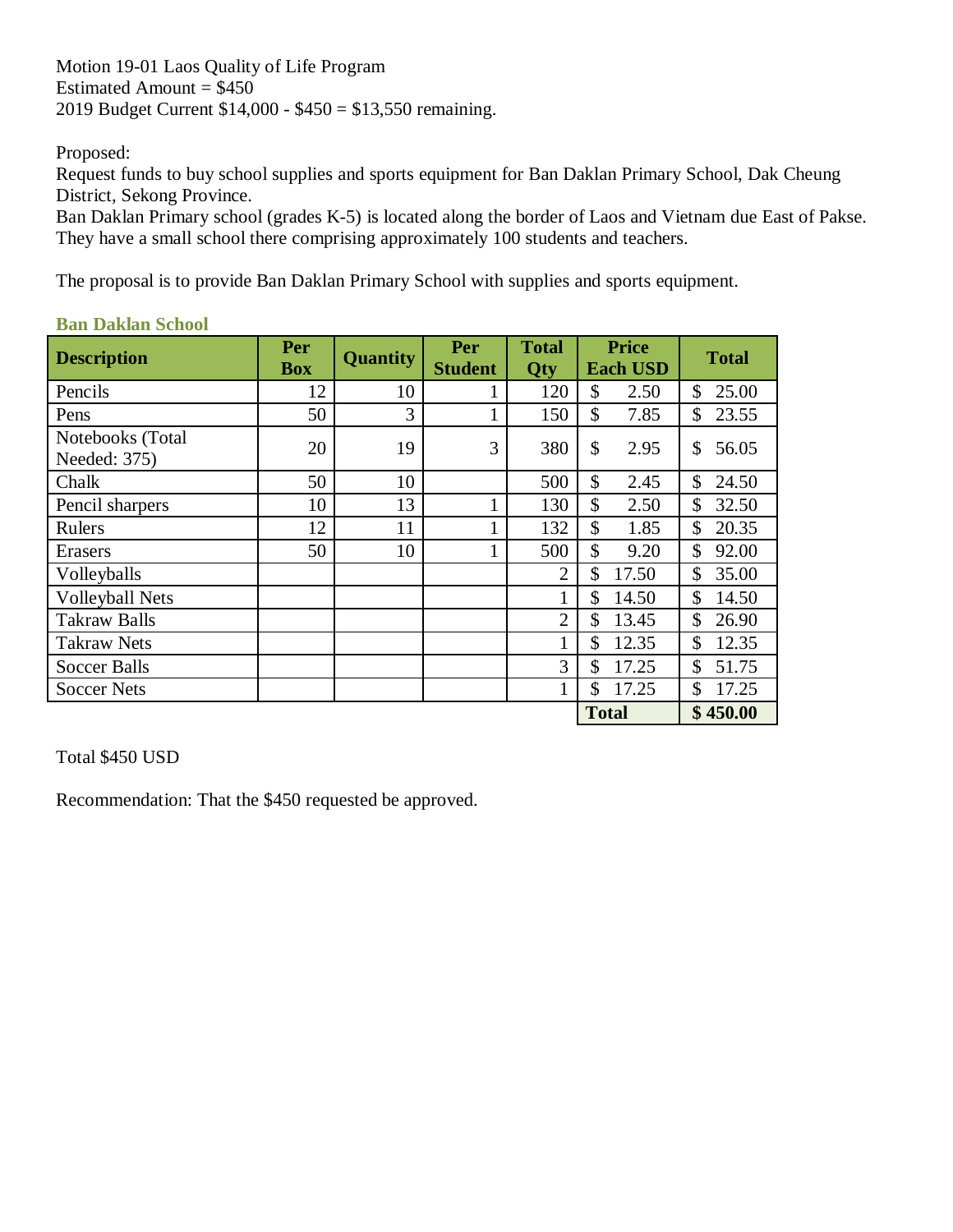Motion 19-01 Laos Quality of Life Program
Estimated Amount = $450
2019 Budget Current $14,000 - $450 = $13,550 remaining.

Proposed:
Request funds to buy school supplies and sports equipment for Ban Daklan Primary School, Dak Cheung District, Sekong Province.
Ban Daklan Primary school (grades K-5) is located along the border of Laos and Vietnam due East of Pakse. They have a small school there comprising approximately 100 students and teachers.

The proposal is to provide Ban Daklan Primary School with supplies and sports equipment.

**Ban Daklan School**

| Description | Per Box | Quantity | Per Student | Total Qty | Price Each USD | Total |
|---|---|---|---|---|---|---|
| Pencils | 12 | 10 | 1 | 120 | $ 2.50 | $ 25.00 |
| Pens | 50 | 3 | 1 | 150 | $ 7.85 | $ 23.55 |
| Notebooks (Total Needed: 375) | 20 | 19 | 3 | 380 | $ 2.95 | $ 56.05 |
| Chalk | 50 | 10 | | 500 | $ 2.45 | $ 24.50 |
| Pencil sharpers | 10 | 13 | 1 | 130 | $ 2.50 | $ 32.50 |
| Rulers | 12 | 11 | 1 | 132 | $ 1.85 | $ 20.35 |
| Erasers | 50 | 10 | 1 | 500 | $ 9.20 | $ 92.00 |
| Volleyballs | | | | 2 | $ 17.50 | $ 35.00 |
| Volleyball Nets | | | | 1 | $ 14.50 | $ 14.50 |
| Takraw Balls | | | | 2 | $ 13.45 | $ 26.90 |
| Takraw Nets | | | | 1 | $ 12.35 | $ 12.35 |
| Soccer Balls | | | | 3 | $ 17.25 | $ 51.75 |
| Soccer Nets | | | | 1 | $ 17.25 | $ 17.25 |
| | | | | | **Total** | **$ 450.00** |

Total $450 USD

Recommendation: That the $450 requested be approved.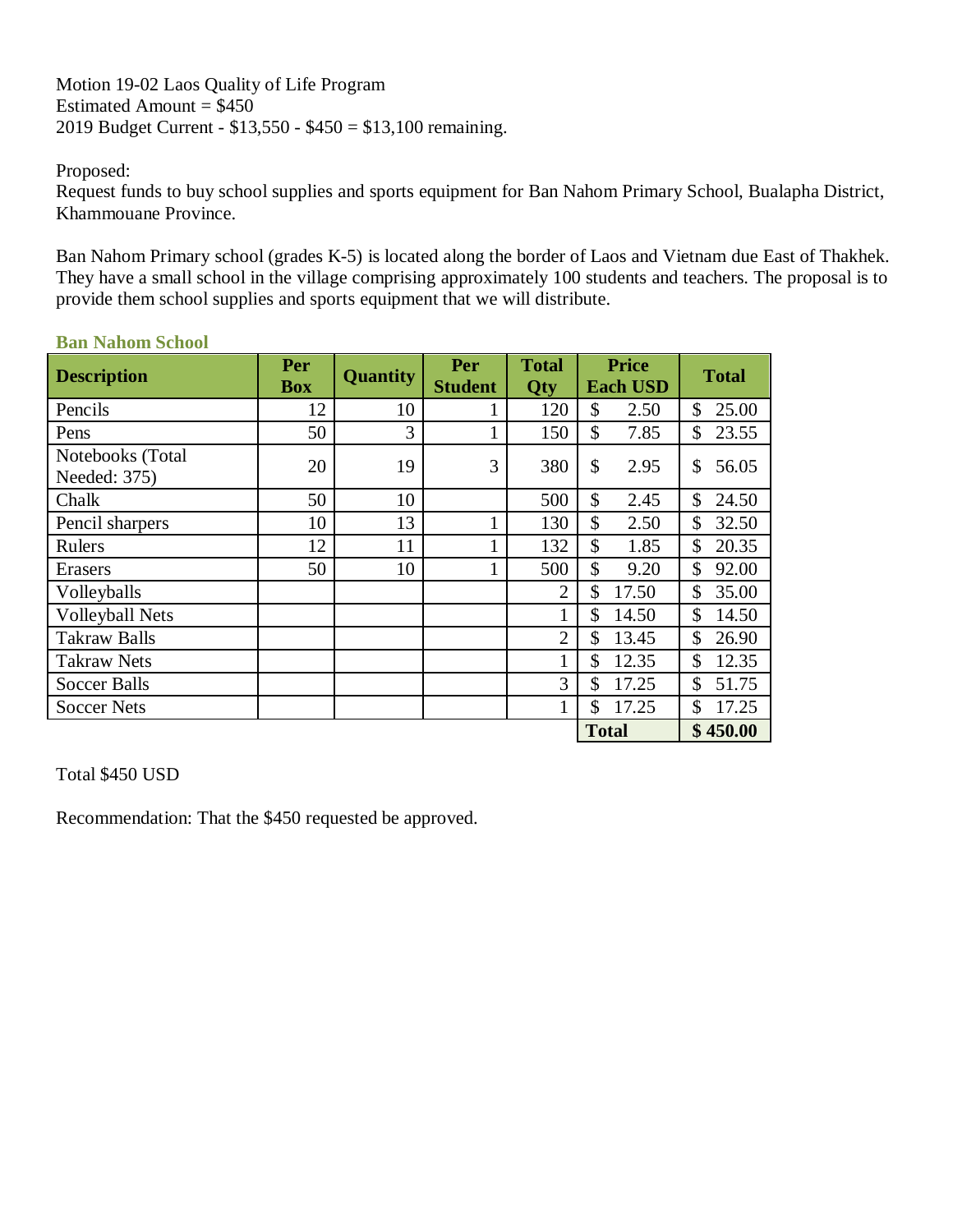Motion 19-02 Laos Quality of Life Program
Estimated Amount = $450
2019 Budget Current - $13,550 - $450 = $13,100 remaining.

Proposed:
Request funds to buy school supplies and sports equipment for Ban Nahom Primary School, Bualapha District, Khammouane Province.

Ban Nahom Primary school (grades K-5) is located along the border of Laos and Vietnam due East of Thakhek. They have a small school in the village comprising approximately 100 students and teachers. The proposal is to provide them school supplies and sports equipment that we will distribute.

**Ban Nahom School**

| Description | Per Box | Quantity | Per Student | Total Qty | Price Each USD | Total |
|---|---|---|---|---|---|---|
| Pencils | 12 | 10 | 1 | 120 | $ 2.50 | $ 25.00 |
| Pens | 50 | 3 | 1 | 150 | $ 7.85 | $ 23.55 |
| Notebooks (Total Needed: 375) | 20 | 19 | 3 | 380 | $ 2.95 | $ 56.05 |
| Chalk | 50 | 10 | | 500 | $ 2.45 | $ 24.50 |
| Pencil sharpers | 10 | 13 | 1 | 130 | $ 2.50 | $ 32.50 |
| Rulers | 12 | 11 | 1 | 132 | $ 1.85 | $ 20.35 |
| Erasers | 50 | 10 | 1 | 500 | $ 9.20 | $ 92.00 |
| Volleyballs | | | | 2 | $ 17.50 | $ 35.00 |
| Volleyball Nets | | | | 1 | $ 14.50 | $ 14.50 |
| Takraw Balls | | | | 2 | $ 13.45 | $ 26.90 |
| Takraw Nets | | | | 1 | $ 12.35 | $ 12.35 |
| Soccer Balls | | | | 3 | $ 17.25 | $ 51.75 |
| Soccer Nets | | | | 1 | $ 17.25 | $ 17.25 |
| | | | | | **Total** | **$ 450.00** |

Total $450 USD

Recommendation: That the $450 requested be approved.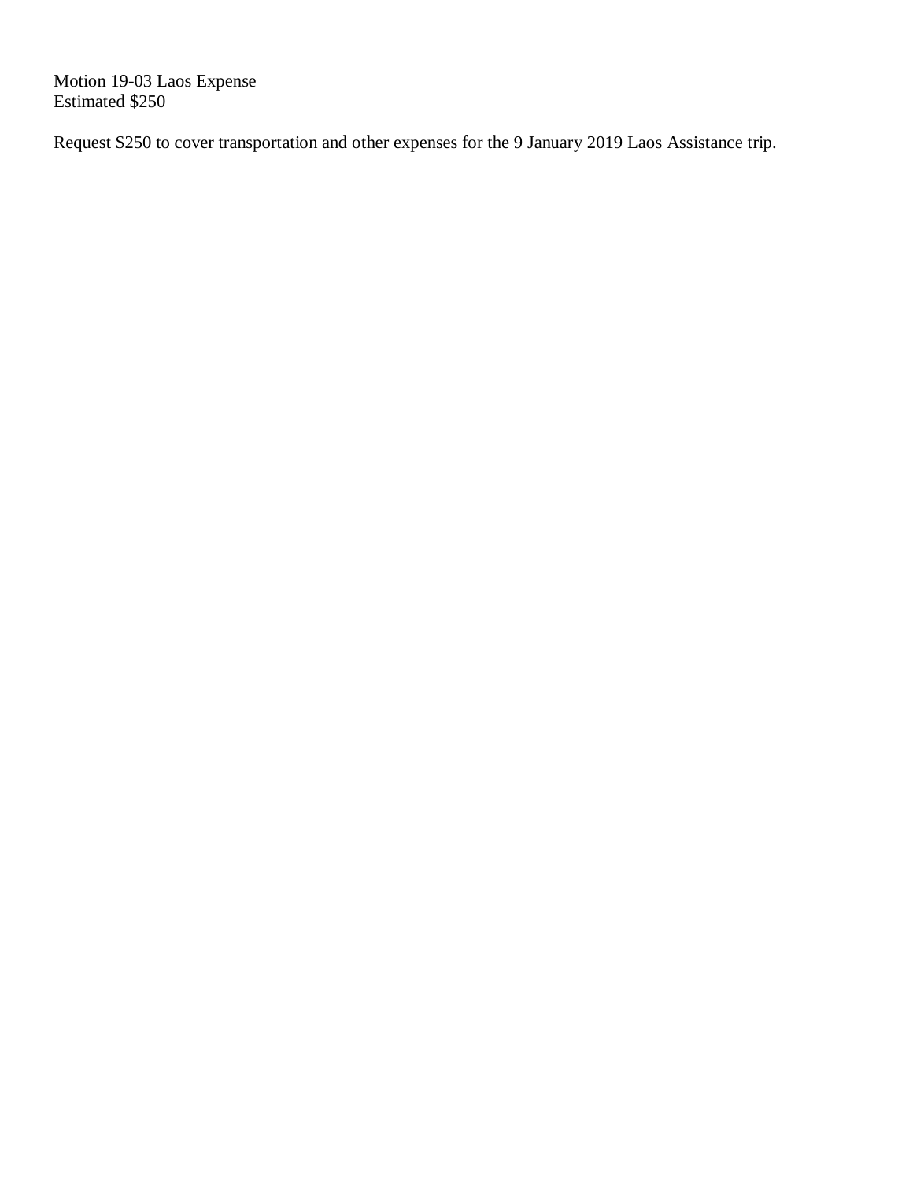Motion 19-03 Laos Expense
Estimated $250

Request $250 to cover transportation and other expenses for the 9 January 2019 Laos Assistance trip.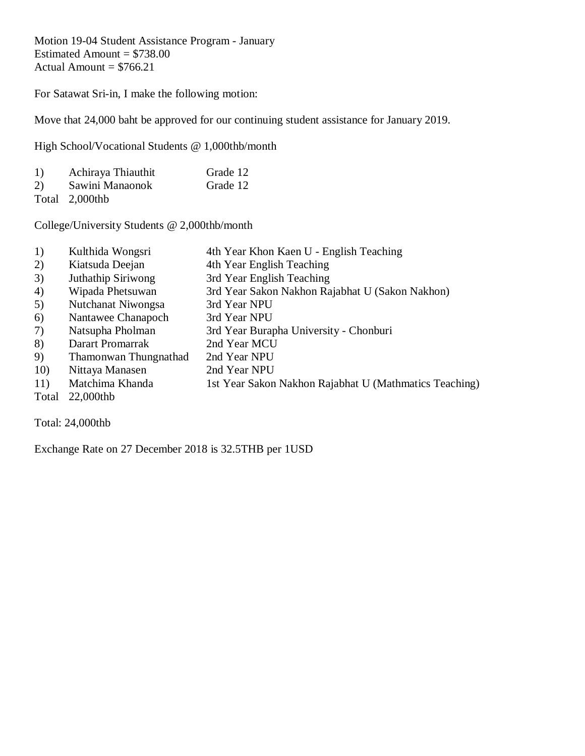Motion 19-04 Student Assistance Program - January
Estimated Amount = $738.00
Actual Amount = $766.21

For Satawat Sri-in, I make the following motion:

Move that 24,000 baht be approved for our continuing student assistance for January 2019.

High School/Vocational Students @ 1,000thb/month

| | | |
|---|---|---|
| 1) | Achiraya Thiauthit | Grade 12 |
| 2) | Sawini Manaonok | Grade 12 |
| Total | 2,000thb | |

College/University Students @ 2,000thb/month

| | | |
|---|---|---|
| 1) | Kulthida Wongsri | 4th Year Khon Kaen U - English Teaching |
| 2) | Kiatsuda Deejan | 4th Year English Teaching |
| 3) | Juthathip Siriwong | 3rd Year English Teaching |
| 4) | Wipada Phetsuwan | 3rd Year Sakon Nakhon Rajabhat U (Sakon Nakhon) |
| 5) | Nutchanat Niwongsa | 3rd Year NPU |
| 6) | Nantawee Chanapoch | 3rd Year NPU |
| 7) | Natsupha Pholman | 3rd Year Burapha University - Chonburi |
| 8) | Darart Promarrak | 2nd Year MCU |
| 9) | Thamonwan Thungnathad | 2nd Year NPU |
| 10) | Nittaya Manasen | 2nd Year NPU |
| 11) | Matchima Khanda | 1st Year Sakon Nakhon Rajabhat U (Mathmatics Teaching) |
| Total | 22,000thb | |

Total: 24,000thb

Exchange Rate on 27 December 2018 is 32.5THB per 1USD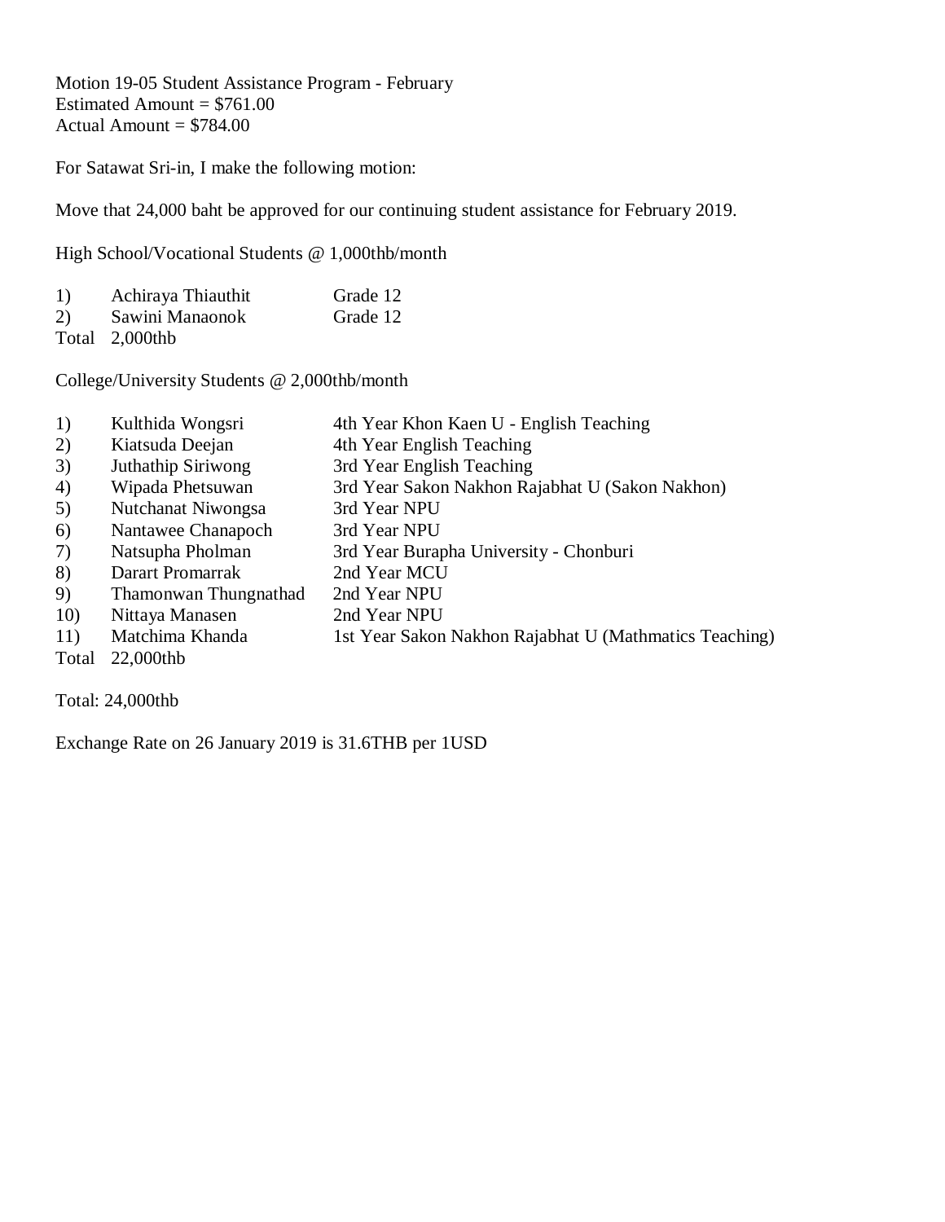Motion 19-05 Student Assistance Program - February
Estimated Amount = $761.00
Actual Amount = $784.00

For Satawat Sri-in, I make the following motion:

Move that 24,000 baht be approved for our continuing student assistance for February 2019.

High School/Vocational Students @ 1,000thb/month

| | | |
|---|---|---|
| 1) | Achiraya Thiauthit | Grade 12 |
| 2) | Sawini Manaonok | Grade 12 |
| Total | 2,000thb | |

College/University Students @ 2,000thb/month

| | | |
|---|---|---|
| 1) | Kulthida Wongsri | 4th Year Khon Kaen U - English Teaching |
| 2) | Kiatsuda Deejan | 4th Year English Teaching |
| 3) | Juthathip Siriwong | 3rd Year English Teaching |
| 4) | Wipada Phetsuwan | 3rd Year Sakon Nakhon Rajabhat U (Sakon Nakhon) |
| 5) | Nutchanat Niwongsa | 3rd Year NPU |
| 6) | Nantawee Chanapoch | 3rd Year NPU |
| 7) | Natsupha Pholman | 3rd Year Burapha University - Chonburi |
| 8) | Darart Promarrak | 2nd Year MCU |
| 9) | Thamonwan Thungnathad | 2nd Year NPU |
| 10) | Nittaya Manasen | 2nd Year NPU |
| 11) | Matchima Khanda | 1st Year Sakon Nakhon Rajabhat U (Mathmatics Teaching) |
| Total | 22,000thb | |

Total: 24,000thb

Exchange Rate on 26 January 2019 is 31.6THB per 1USD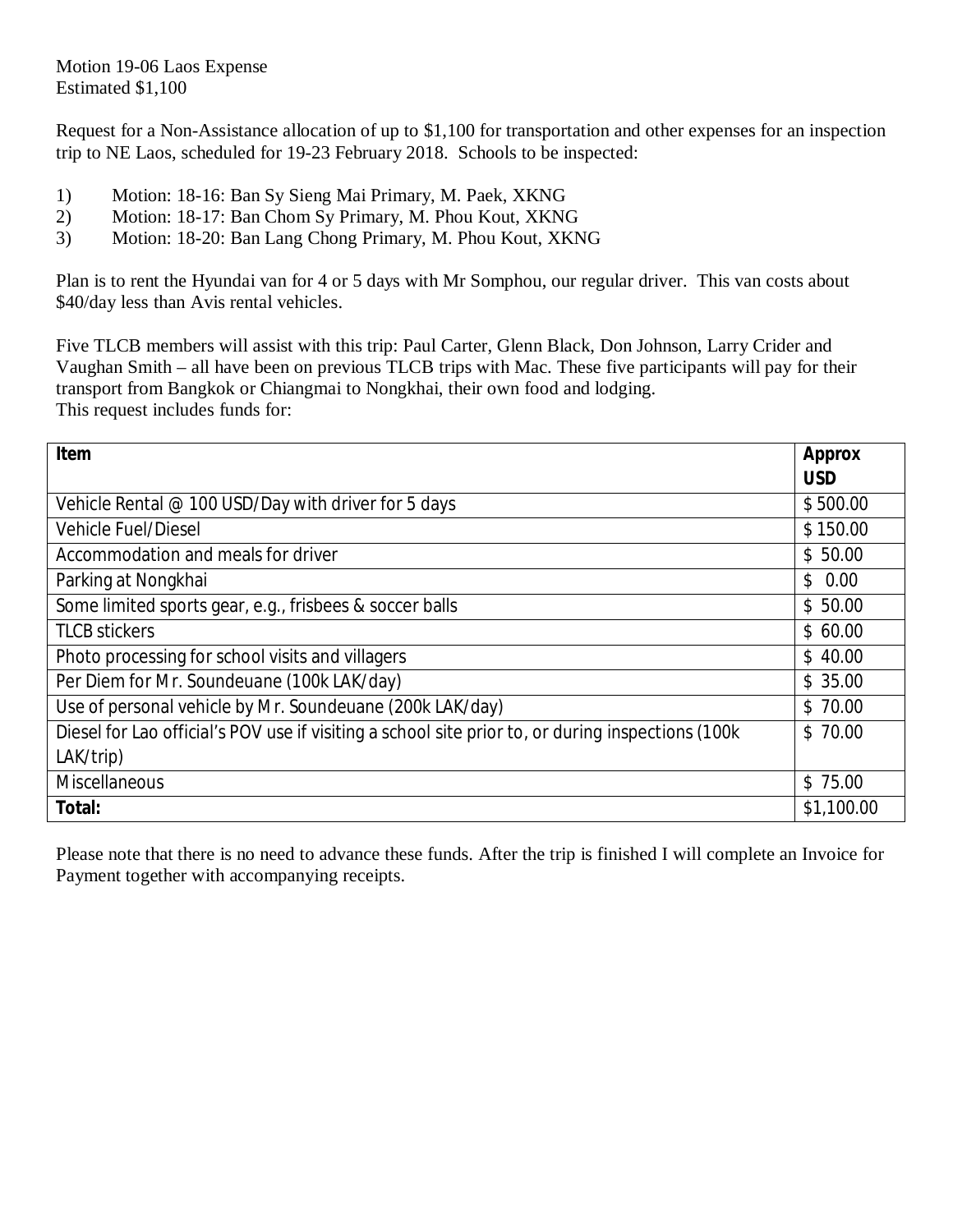Motion 19-06 Laos Expense
Estimated $1,100

Request for a Non-Assistance allocation of up to $1,100 for transportation and other expenses for an inspection trip to NE Laos, scheduled for 19-23 February 2018. Schools to be inspected:

1) Motion: 18-16: Ban Sy Sieng Mai Primary, M. Paek, XKNG
2) Motion: 18-17: Ban Chom Sy Primary, M. Phou Kout, XKNG
3) Motion: 18-20: Ban Lang Chong Primary, M. Phou Kout, XKNG

Plan is to rent the Hyundai van for 4 or 5 days with Mr Somphou, our regular driver. This van costs about $40/day less than Avis rental vehicles.

Five TLCB members will assist with this trip: Paul Carter, Glenn Black, Don Johnson, Larry Crider and Vaughan Smith – all have been on previous TLCB trips with Mac. These five participants will pay for their transport from Bangkok or Chiangmai to Nongkhai, their own food and lodging.
This request includes funds for:

| **Item** | **Approx USD** |
|---|---|
| Vehicle Rental @ 100 USD/Day with driver for 5 days | $ 500.00 |
| Vehicle Fuel/Diesel | $ 150.00 |
| Accommodation and meals for driver | $ 50.00 |
| Parking at Nongkhai | $ 0.00 |
| Some limited sports gear, e.g., frisbees & soccer balls | $ 50.00 |
| TLCB stickers | $ 60.00 |
| Photo processing for school visits and villagers | $ 40.00 |
| Per Diem for Mr. Soundeuane (100k LAK/day) | $ 35.00 |
| Use of personal vehicle by Mr. Soundeuane (200k LAK/day) | $ 70.00 |
| Diesel for Lao official's POV use if visiting a school site prior to, or during inspections (100k LAK/trip) | $ 70.00 |
| Miscellaneous | $ 75.00 |
| **Total:** | $1,100.00 |

Please note that there is no need to advance these funds. After the trip is finished I will complete an Invoice for Payment together with accompanying receipts.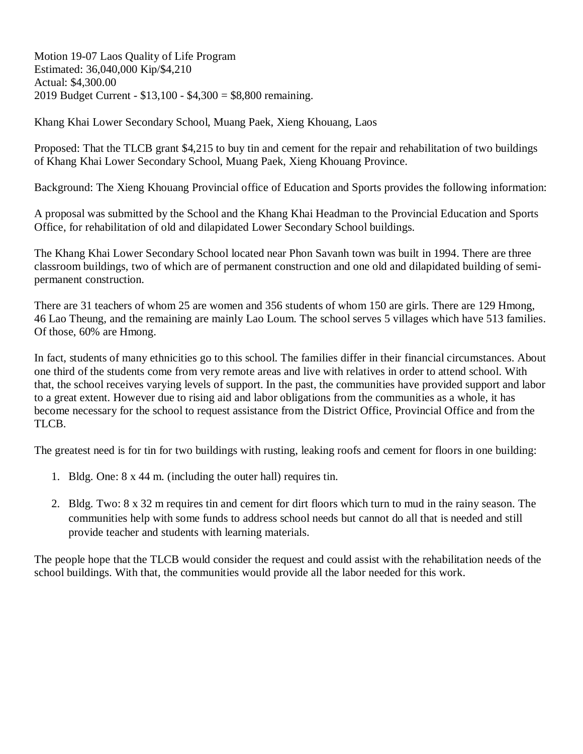Motion 19-07 Laos Quality of Life Program
Estimated: 36,040,000 Kip/$4,210
Actual: $4,300.00
2019 Budget Current - $13,100 - $4,300 = $8,800 remaining.

Khang Khai Lower Secondary School, Muang Paek, Xieng Khouang, Laos

Proposed: That the TLCB grant $4,215 to buy tin and cement for the repair and rehabilitation of two buildings of Khang Khai Lower Secondary School, Muang Paek, Xieng Khouang Province.

Background: The Xieng Khouang Provincial office of Education and Sports provides the following information:

A proposal was submitted by the School and the Khang Khai Headman to the Provincial Education and Sports Office, for rehabilitation of old and dilapidated Lower Secondary School buildings.

The Khang Khai Lower Secondary School located near Phon Savanh town was built in 1994. There are three classroom buildings, two of which are of permanent construction and one old and dilapidated building of semi-permanent construction.

There are 31 teachers of whom 25 are women and 356 students of whom 150 are girls. There are 129 Hmong, 46 Lao Theung, and the remaining are mainly Lao Loum. The school serves 5 villages which have 513 families. Of those, 60% are Hmong.

In fact, students of many ethnicities go to this school. The families differ in their financial circumstances. About one third of the students come from very remote areas and live with relatives in order to attend school. With that, the school receives varying levels of support. In the past, the communities have provided support and labor to a great extent. However due to rising aid and labor obligations from the communities as a whole, it has become necessary for the school to request assistance from the District Office, Provincial Office and from the TLCB.

The greatest need is for tin for two buildings with rusting, leaking roofs and cement for floors in one building:

1. Bldg. One: 8 x 44 m. (including the outer hall) requires tin.
2. Bldg. Two: 8 x 32 m requires tin and cement for dirt floors which turn to mud in the rainy season. The communities help with some funds to address school needs but cannot do all that is needed and still provide teacher and students with learning materials.

The people hope that the TLCB would consider the request and could assist with the rehabilitation needs of the school buildings. With that, the communities would provide all the labor needed for this work.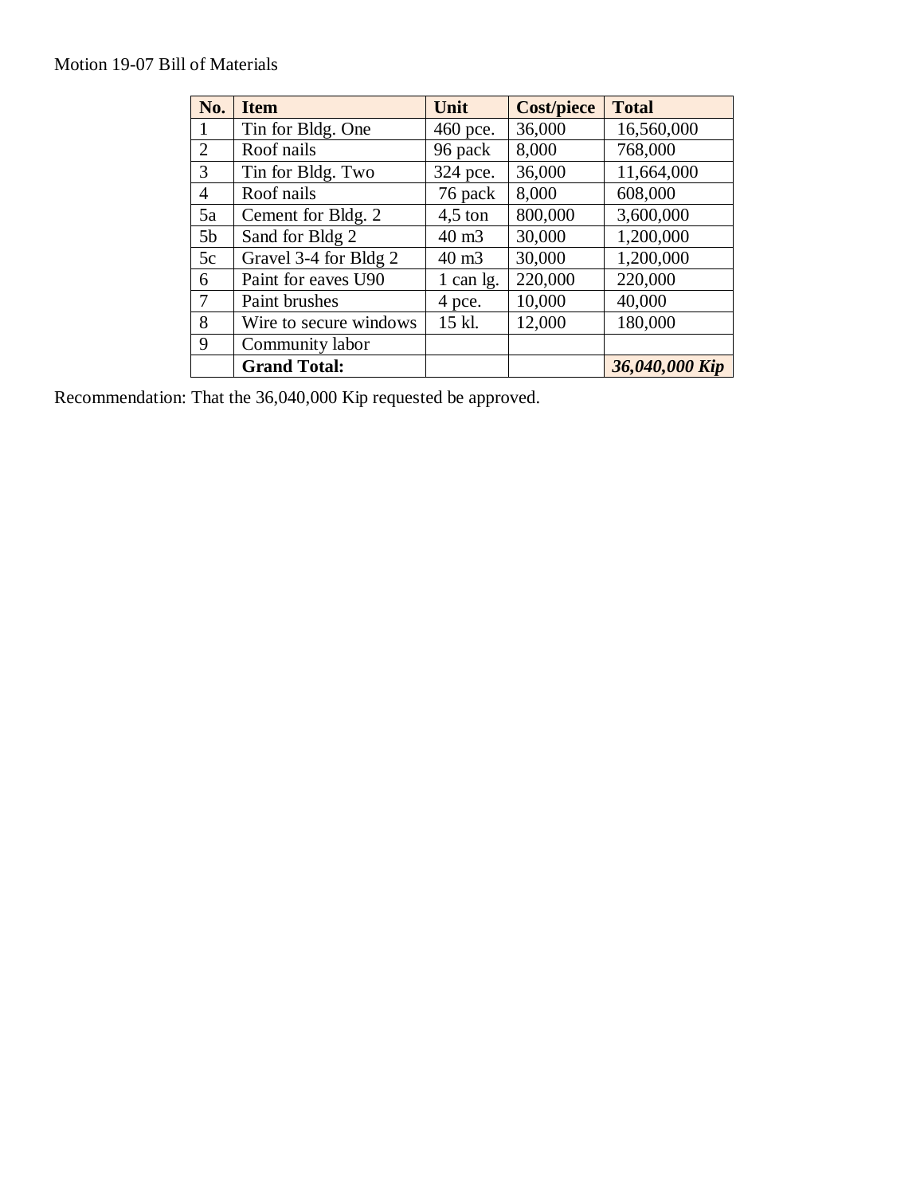Motion 19-07 Bill of Materials

| No. | Item | Unit | Cost/piece | Total |
|---|---|---|---|---|
| 1 | Tin for Bldg. One | 460 pce. | 36,000 | 16,560,000 |
| 2 | Roof nails | 96 pack | 8,000 | 768,000 |
| 3 | Tin for Bldg. Two | 324 pce. | 36,000 | 11,664,000 |
| 4 | Roof nails | 76 pack | 8,000 | 608,000 |
| 5a | Cement for Bldg. 2 | 4,5 ton | 800,000 | 3,600,000 |
| 5b | Sand for Bldg 2 | 40 m3 | 30,000 | 1,200,000 |
| 5c | Gravel 3-4 for Bldg 2 | 40 m3 | 30,000 | 1,200,000 |
| 6 | Paint for eaves U90 | 1 can lg. | 220,000 | 220,000 |
| 7 | Paint brushes | 4 pce. | 10,000 | 40,000 |
| 8 | Wire to secure windows | 15 kl. | 12,000 | 180,000 |
| 9 | Community labor | | | |
| | **Grand Total:** | | | ***36,040,000 Kip*** |

Recommendation: That the 36,040,000 Kip requested be approved.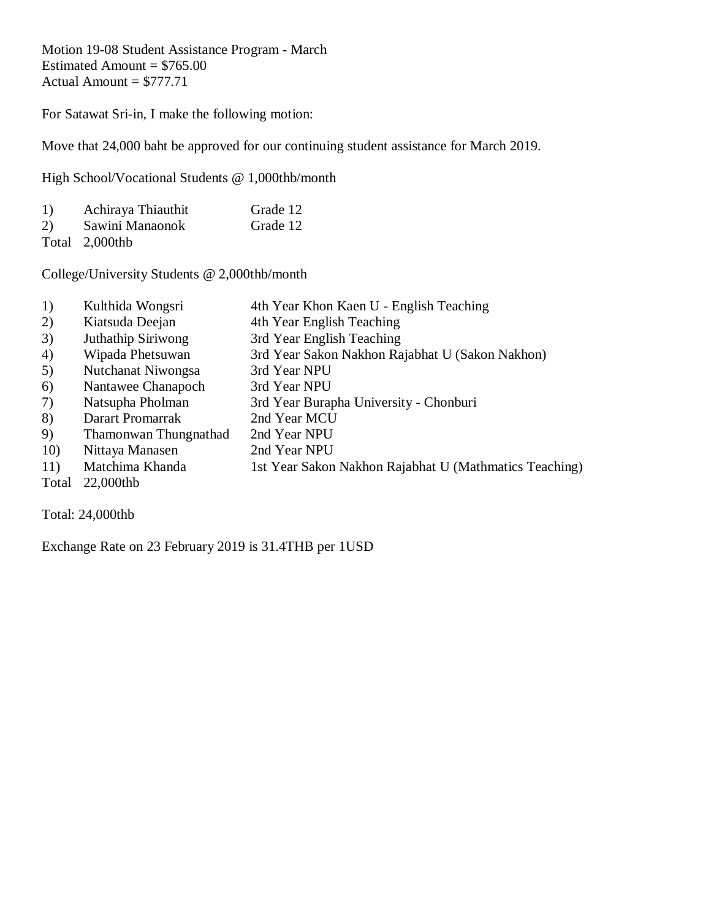Motion 19-08 Student Assistance Program - March
Estimated Amount = $765.00
Actual Amount = $777.71

For Satawat Sri-in, I make the following motion:

Move that 24,000 baht be approved for our continuing student assistance for March 2019.

High School/Vocational Students @ 1,000thb/month

| | | |
|---|---|---|
| 1) | Achiraya Thiauthit | Grade 12 |
| 2) | Sawini Manaonok | Grade 12 |
| Total | 2,000thb | |

College/University Students @ 2,000thb/month

| | | |
|---|---|---|
| 1) | Kulthida Wongsri | 4th Year Khon Kaen U - English Teaching |
| 2) | Kiatsuda Deejan | 4th Year English Teaching |
| 3) | Juthathip Siriwong | 3rd Year English Teaching |
| 4) | Wipada Phetsuwan | 3rd Year Sakon Nakhon Rajabhat U (Sakon Nakhon) |
| 5) | Nutchanat Niwongsa | 3rd Year NPU |
| 6) | Nantawee Chanapoch | 3rd Year NPU |
| 7) | Natsupha Pholman | 3rd Year Burapha University - Chonburi |
| 8) | Darart Promarrak | 2nd Year MCU |
| 9) | Thamonwan Thungnathad | 2nd Year NPU |
| 10) | Nittaya Manasen | 2nd Year NPU |
| 11) | Matchima Khanda | 1st Year Sakon Nakhon Rajabhat U (Mathmatics Teaching) |
| Total | 22,000thb | |

Total: 24,000thb

Exchange Rate on 23 February 2019 is 31.4THB per 1USD